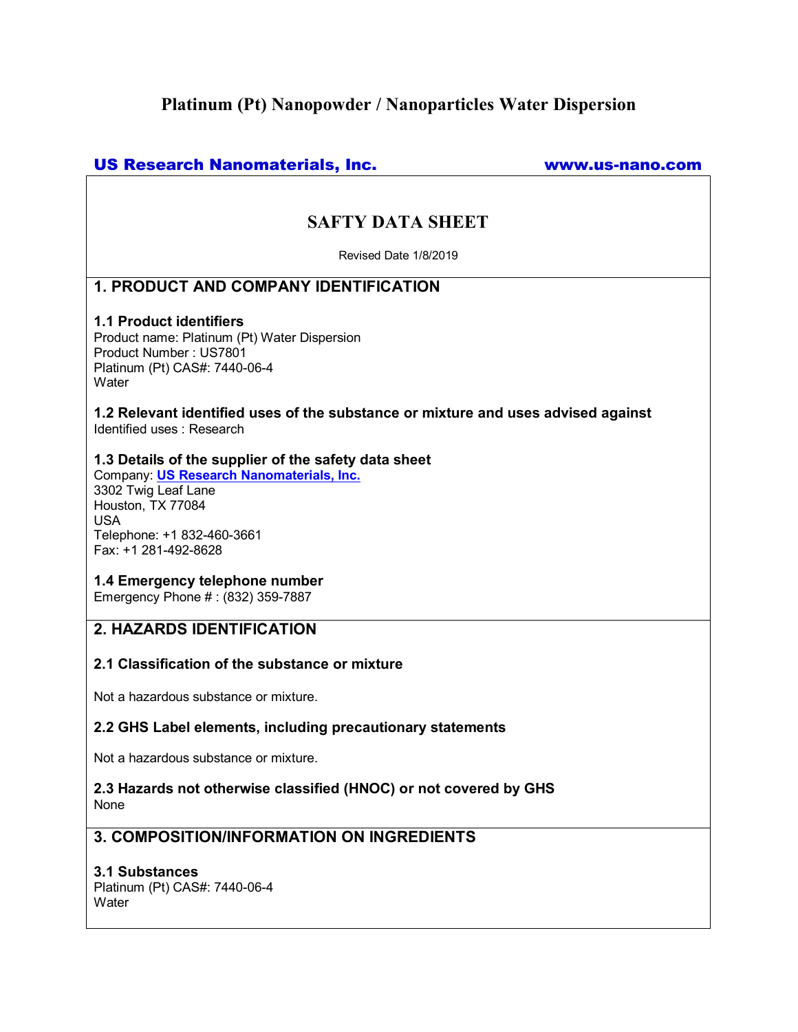# Platinum (Pt) Nanopowder / Nanoparticles Water Dispersion

**US Research Nanomaterials, Inc.** www.us-nano.com

## SAFTY DATA SHEET

Revised Date 1/8/2019

## 1. PRODUCT AND COMPANY IDENTIFICATION

### 1.1 Product identifiers

Product name: Platinum (Pt) Water Dispersion
Product Number : US7801
Platinum (Pt) CAS#: 7440-06-4
Water

### 1.2 Relevant identified uses of the substance or mixture and uses advised against

Identified uses : Research

### 1.3 Details of the supplier of the safety data sheet

Company: **US Research Nanomaterials, Inc.**
3302 Twig Leaf Lane
Houston, TX 77084
USA
Telephone: +1 832-460-3661
Fax: +1 281-492-8628

### 1.4 Emergency telephone number

Emergency Phone # : (832) 359-7887

## 2. HAZARDS IDENTIFICATION

### 2.1 Classification of the substance or mixture

Not a hazardous substance or mixture.

### 2.2 GHS Label elements, including precautionary statements

Not a hazardous substance or mixture.

### 2.3 Hazards not otherwise classified (HNOC) or not covered by GHS

None

## 3. COMPOSITION/INFORMATION ON INGREDIENTS

### 3.1 Substances

Platinum (Pt) CAS#: 7440-06-4
Water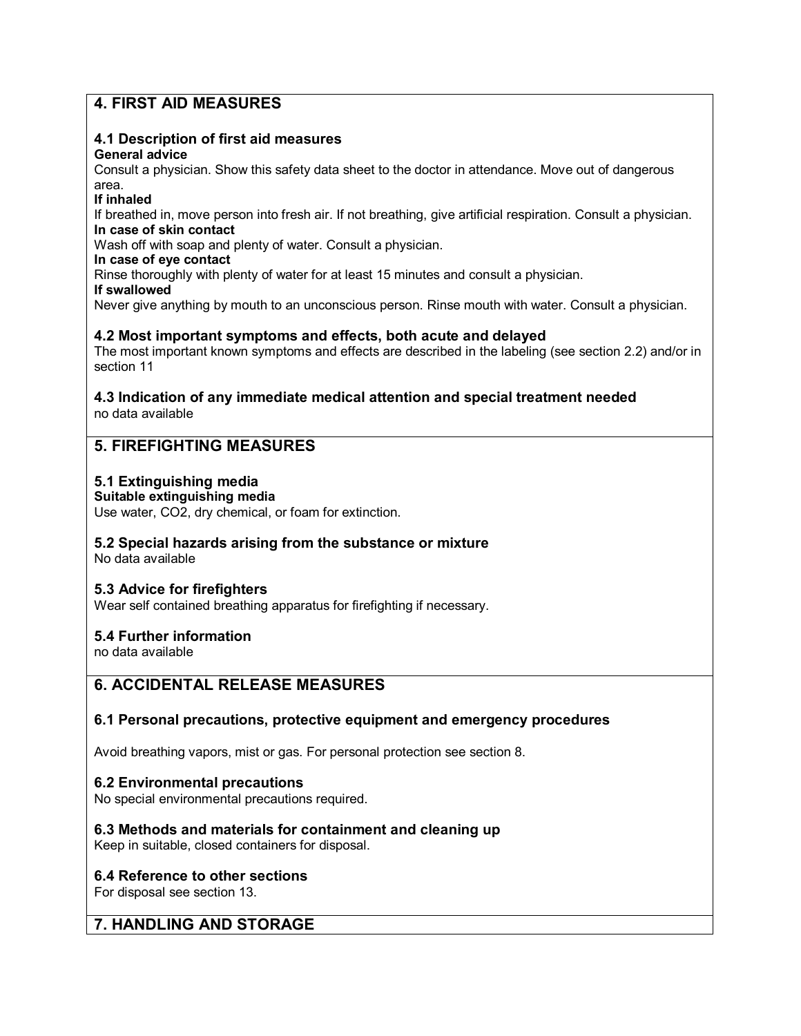## 4. FIRST AID MEASURES

### 4.1 Description of first aid measures

**General advice**
Consult a physician. Show this safety data sheet to the doctor in attendance. Move out of dangerous area.

**If inhaled**
If breathed in, move person into fresh air. If not breathing, give artificial respiration. Consult a physician.

**In case of skin contact**
Wash off with soap and plenty of water. Consult a physician.

**In case of eye contact**
Rinse thoroughly with plenty of water for at least 15 minutes and consult a physician.

**If swallowed**
Never give anything by mouth to an unconscious person. Rinse mouth with water. Consult a physician.

### 4.2 Most important symptoms and effects, both acute and delayed

The most important known symptoms and effects are described in the labeling (see section 2.2) and/or in section 11

### 4.3 Indication of any immediate medical attention and special treatment needed

no data available

## 5. FIREFIGHTING MEASURES

### 5.1 Extinguishing media

**Suitable extinguishing media**
Use water, $CO_2$, dry chemical, or foam for extinction.

### 5.2 Special hazards arising from the substance or mixture

No data available

### 5.3 Advice for firefighters

Wear self contained breathing apparatus for firefighting if necessary.

### 5.4 Further information

no data available

## 6. ACCIDENTAL RELEASE MEASURES

### 6.1 Personal precautions, protective equipment and emergency procedures

Avoid breathing vapors, mist or gas. For personal protection see section 8.

### 6.2 Environmental precautions

No special environmental precautions required.

### 6.3 Methods and materials for containment and cleaning up

Keep in suitable, closed containers for disposal.

### 6.4 Reference to other sections

For disposal see section 13.

## 7. HANDLING AND STORAGE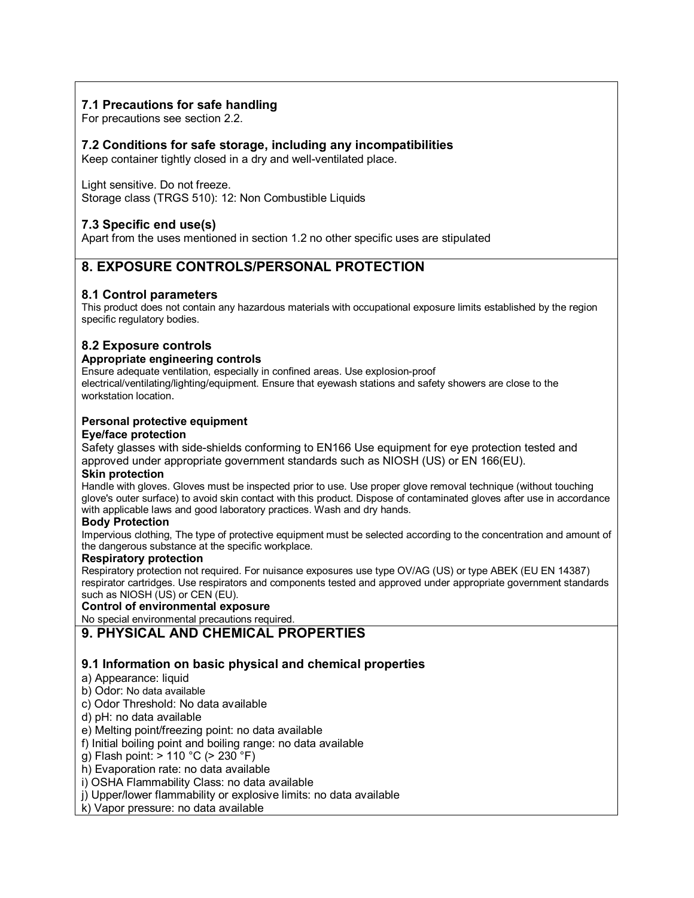### 7.1 Precautions for safe handling

For precautions see section 2.2.

### 7.2 Conditions for safe storage, including any incompatibilities

Keep container tightly closed in a dry and well-ventilated place.

Light sensitive. Do not freeze.
Storage class (TRGS 510): 12: Non Combustible Liquids

### 7.3 Specific end use(s)

Apart from the uses mentioned in section 1.2 no other specific uses are stipulated

## 8. EXPOSURE CONTROLS/PERSONAL PROTECTION

### 8.1 Control parameters

This product does not contain any hazardous materials with occupational exposure limits established by the region specific regulatory bodies.

### 8.2 Exposure controls

**Appropriate engineering controls**

Ensure adequate ventilation, especially in confined areas. Use explosion-proof electrical/ventilating/lighting/equipment. Ensure that eyewash stations and safety showers are close to the workstation location.

**Personal protective equipment**

**Eye/face protection**

Safety glasses with side-shields conforming to EN166 Use equipment for eye protection tested and approved under appropriate government standards such as NIOSH (US) or EN 166(EU).

**Skin protection**

Handle with gloves. Gloves must be inspected prior to use. Use proper glove removal technique (without touching glove's outer surface) to avoid skin contact with this product. Dispose of contaminated gloves after use in accordance with applicable laws and good laboratory practices. Wash and dry hands.

**Body Protection**

Impervious clothing, The type of protective equipment must be selected according to the concentration and amount of the dangerous substance at the specific workplace.

**Respiratory protection**

Respiratory protection not required. For nuisance exposures use type OV/AG (US) or type ABEK (EU EN 14387) respirator cartridges. Use respirators and components tested and approved under appropriate government standards such as NIOSH (US) or CEN (EU).

**Control of environmental exposure**

No special environmental precautions required.

## 9. PHYSICAL AND CHEMICAL PROPERTIES

### 9.1 Information on basic physical and chemical properties

a) Appearance: liquid
b) Odor: No data available
c) Odor Threshold: No data available
d) pH: no data available
e) Melting point/freezing point: no data available
f) Initial boiling point and boiling range: no data available
g) Flash point: > 110 °C (> 230 °F)
h) Evaporation rate: no data available
i) OSHA Flammability Class: no data available
j) Upper/lower flammability or explosive limits: no data available
k) Vapor pressure: no data available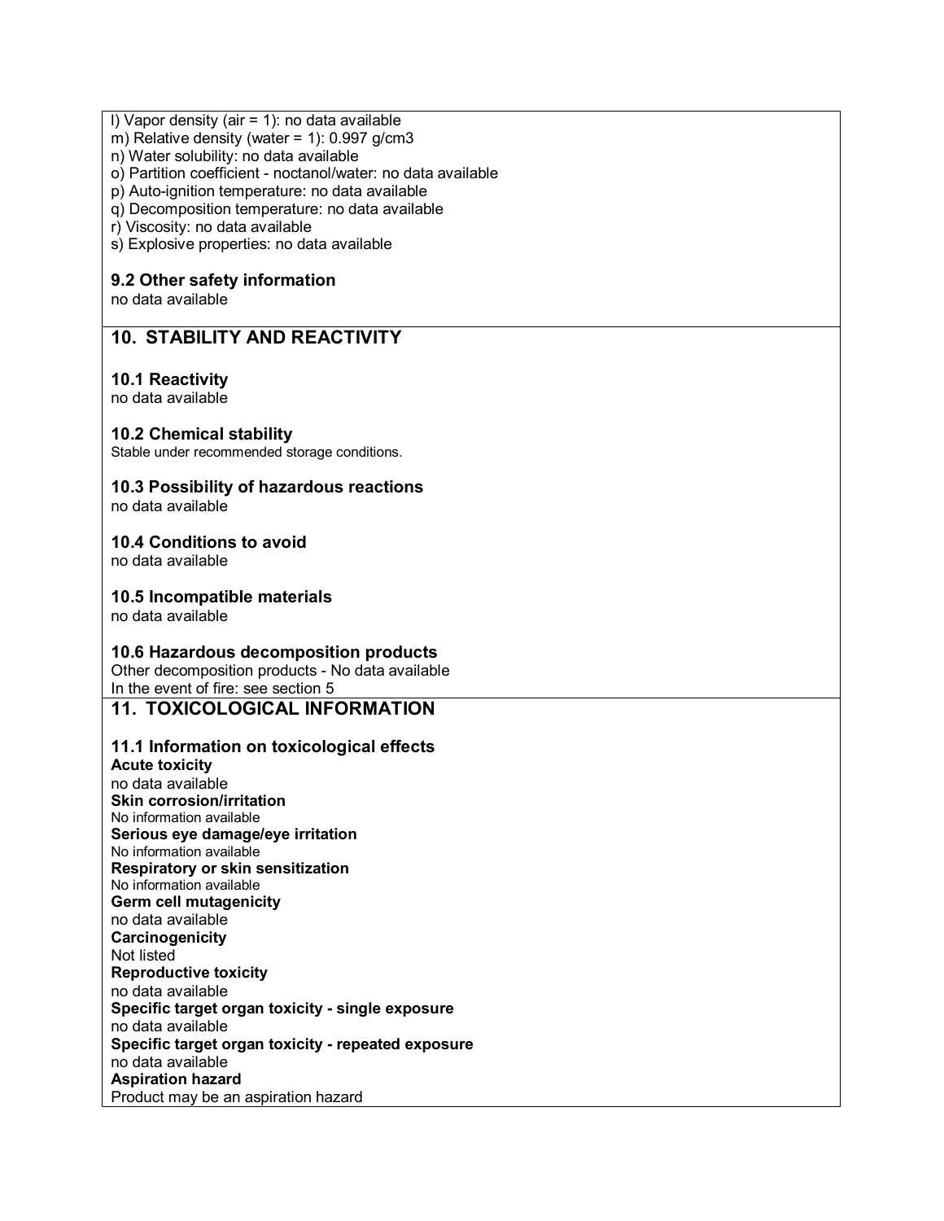l) Vapor density (air = 1): no data available
m) Relative density (water = 1): 0.997 g/cm3
n) Water solubility: no data available
o) Partition coefficient - noctanol/water: no data available
p) Auto-ignition temperature: no data available
q) Decomposition temperature: no data available
r) Viscosity: no data available
s) Explosive properties: no data available

### 9.2 Other safety information

no data available

## 10. STABILITY AND REACTIVITY

### 10.1 Reactivity

no data available

### 10.2 Chemical stability

Stable under recommended storage conditions.

### 10.3 Possibility of hazardous reactions

no data available

### 10.4 Conditions to avoid

no data available

### 10.5 Incompatible materials

no data available

### 10.6 Hazardous decomposition products

Other decomposition products - No data available
In the event of fire: see section 5

## 11. TOXICOLOGICAL INFORMATION

### 11.1 Information on toxicological effects

**Acute toxicity**
no data available
**Skin corrosion/irritation**
No information available
**Serious eye damage/eye irritation**
No information available
**Respiratory or skin sensitization**
No information available
**Germ cell mutagenicity**
no data available
**Carcinogenicity**
Not listed
**Reproductive toxicity**
no data available
**Specific target organ toxicity - single exposure**
no data available
**Specific target organ toxicity - repeated exposure**
no data available
**Aspiration hazard**
Product may be an aspiration hazard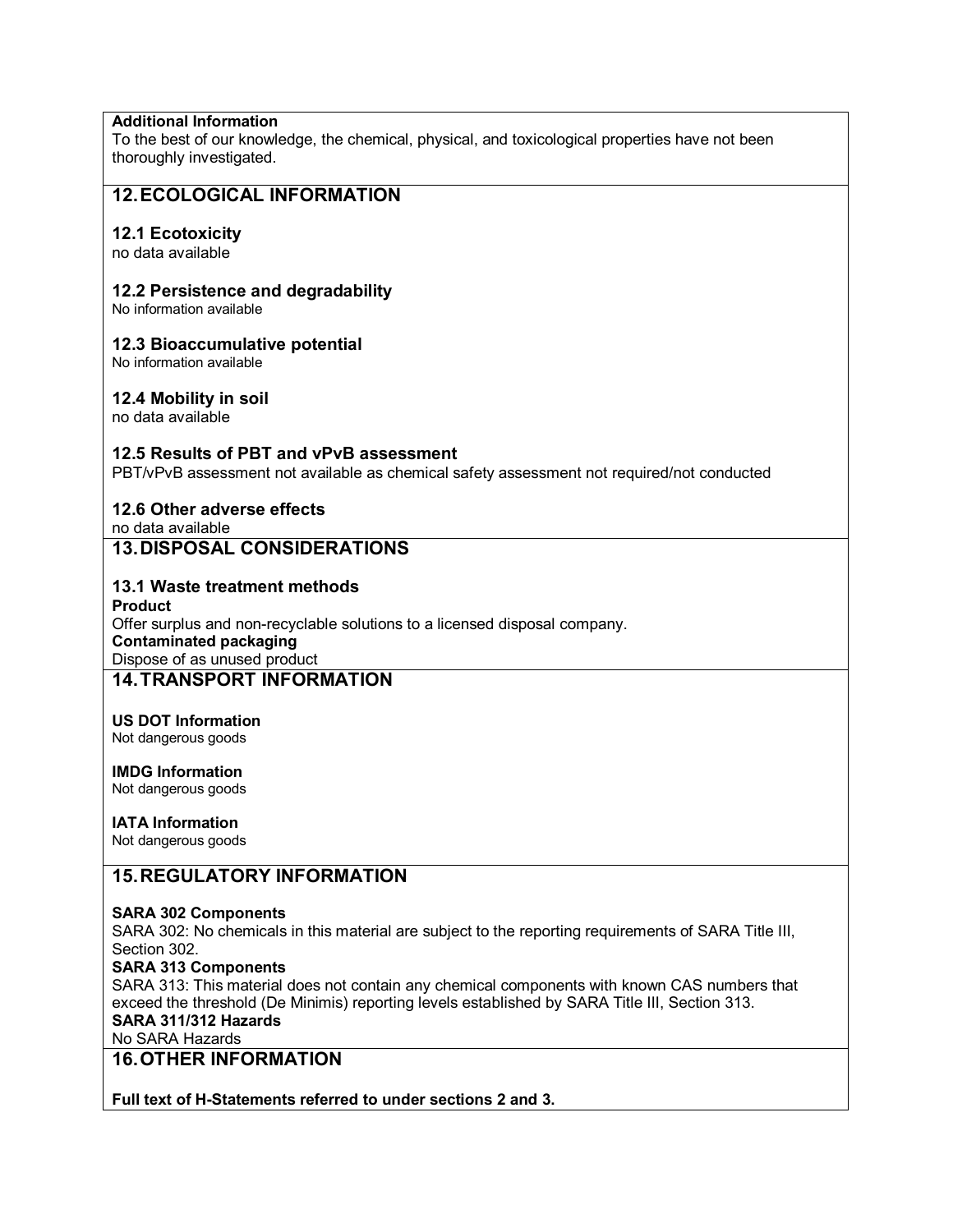**Additional Information**

To the best of our knowledge, the chemical, physical, and toxicological properties have not been thoroughly investigated.

## 12. ECOLOGICAL INFORMATION

### 12.1 Ecotoxicity

no data available

### 12.2 Persistence and degradability

No information available

### 12.3 Bioaccumulative potential

No information available

### 12.4 Mobility in soil

no data available

### 12.5 Results of PBT and vPvB assessment

PBT/vPvB assessment not available as chemical safety assessment not required/not conducted

### 12.6 Other adverse effects

no data available

## 13. DISPOSAL CONSIDERATIONS

### 13.1 Waste treatment methods

**Product**

Offer surplus and non-recyclable solutions to a licensed disposal company.

**Contaminated packaging**

Dispose of as unused product

## 14. TRANSPORT INFORMATION

**US DOT Information**

Not dangerous goods

**IMDG Information**

Not dangerous goods

**IATA Information**

Not dangerous goods

## 15. REGULATORY INFORMATION

**SARA 302 Components**

SARA 302: No chemicals in this material are subject to the reporting requirements of SARA Title III, Section 302.

**SARA 313 Components**

SARA 313: This material does not contain any chemical components with known CAS numbers that exceed the threshold (De Minimis) reporting levels established by SARA Title III, Section 313.

**SARA 311/312 Hazards**

No SARA Hazards

## 16. OTHER INFORMATION

**Full text of H-Statements referred to under sections 2 and 3.**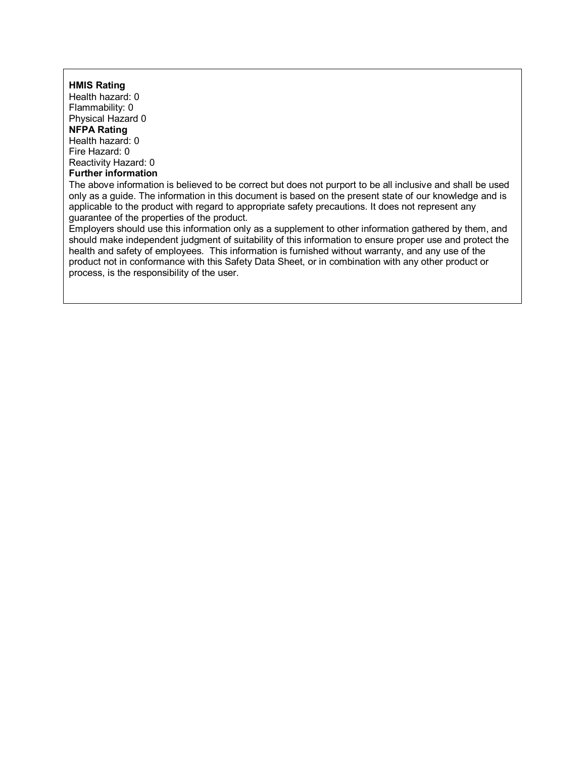**HMIS Rating**

Health hazard: 0
Flammability: 0
Physical Hazard 0

**NFPA Rating**

Health hazard: 0
Fire Hazard: 0
Reactivity Hazard: 0

**Further information**

The above information is believed to be correct but does not purport to be all inclusive and shall be used only as a guide. The information in this document is based on the present state of our knowledge and is applicable to the product with regard to appropriate safety precautions. It does not represent any guarantee of the properties of the product.

Employers should use this information only as a supplement to other information gathered by them, and should make independent judgment of suitability of this information to ensure proper use and protect the health and safety of employees. This information is furnished without warranty, and any use of the product not in conformance with this Safety Data Sheet, or in combination with any other product or process, is the responsibility of the user.